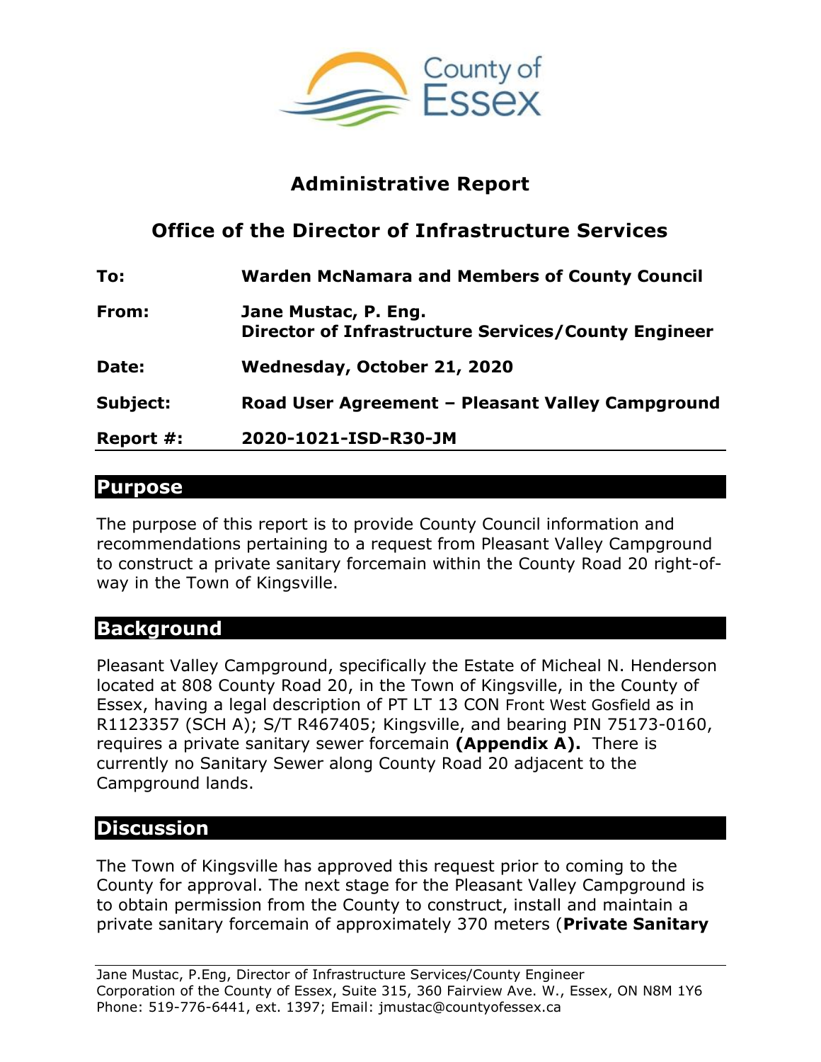# Administrative Report

## Office of the Director of Infrastructure Services

| | |
|---|---|
| **To:** | **Warden McNamara and Members of County Council** |
| **From:** | **Jane Mustac, P. Eng.**<br>**Director of Infrastructure Services/County Engineer** |
| **Date:** | **Wednesday, October 21, 2020** |
| **Subject:** | **Road User Agreement – Pleasant Valley Campground** |
| **Report #:** | **2020-1021-ISD-R30-JM** |

## Purpose

The purpose of this report is to provide County Council information and recommendations pertaining to a request from Pleasant Valley Campground to construct a private sanitary forcemain within the County Road 20 right-of-way in the Town of Kingsville.

## Background

Pleasant Valley Campground, specifically the Estate of Micheal N. Henderson located at 808 County Road 20, in the Town of Kingsville, in the County of Essex, having a legal description of PT LT 13 CON Front West Gosfield as in R1123357 (SCH A); S/T R467405; Kingsville, and bearing PIN 75173-0160, requires a private sanitary sewer forcemain **(Appendix A).** There is currently no Sanitary Sewer along County Road 20 adjacent to the Campground lands.

## Discussion

The Town of Kingsville has approved this request prior to coming to the County for approval. The next stage for the Pleasant Valley Campground is to obtain permission from the County to construct, install and maintain a private sanitary forcemain of approximately 370 meters (**Private Sanitary**

Jane Mustac, P.Eng, Director of Infrastructure Services/County Engineer
Corporation of the County of Essex, Suite 315, 360 Fairview Ave. W., Essex, ON N8M 1Y6
Phone: 519-776-6441, ext. 1397; Email: jmustac@countyofessex.ca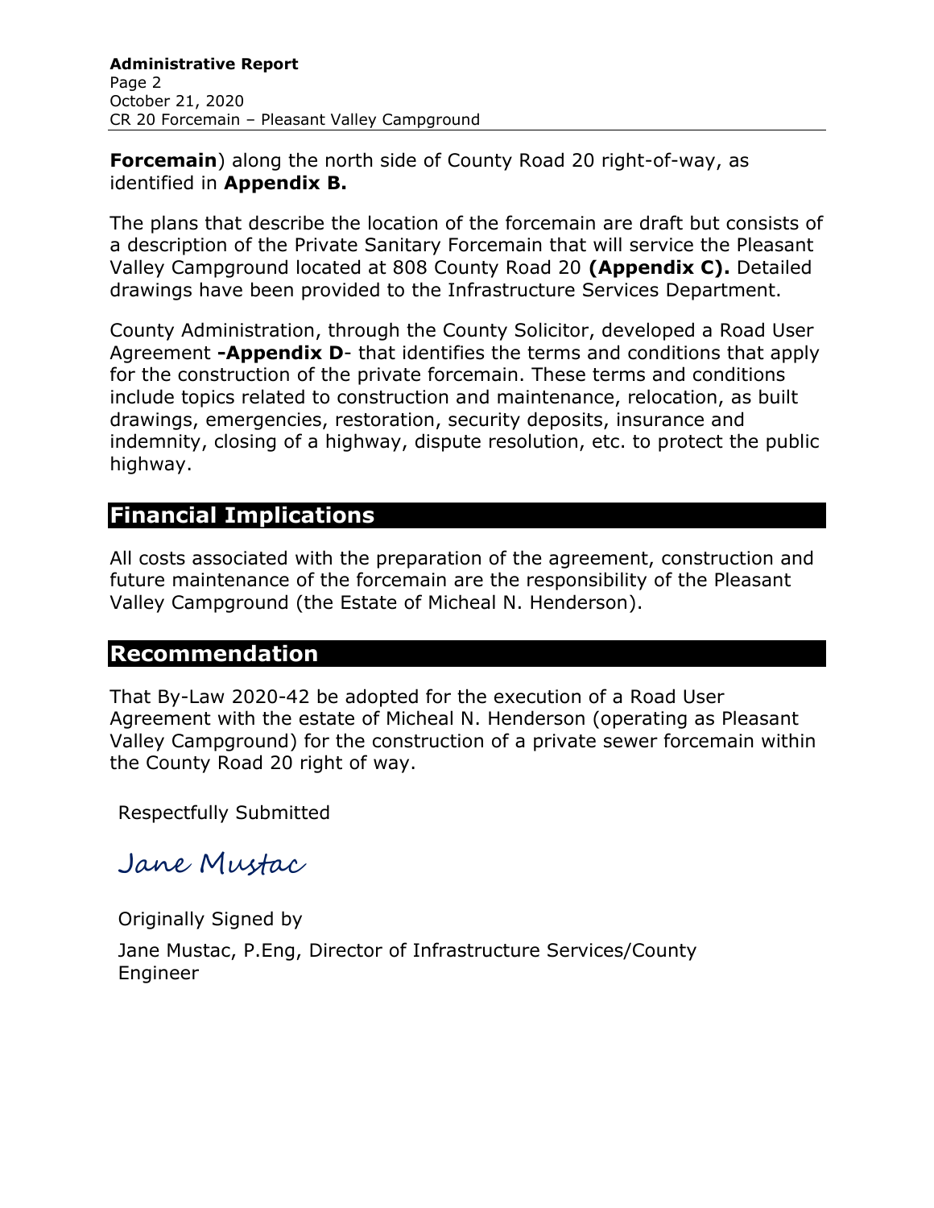**Forcemain**) along the north side of County Road 20 right-of-way, as identified in **Appendix B.**

The plans that describe the location of the forcemain are draft but consists of a description of the Private Sanitary Forcemain that will service the Pleasant Valley Campground located at 808 County Road 20 **(Appendix C).** Detailed drawings have been provided to the Infrastructure Services Department.

County Administration, through the County Solicitor, developed a Road User Agreement **-Appendix D**- that identifies the terms and conditions that apply for the construction of the private forcemain. These terms and conditions include topics related to construction and maintenance, relocation, as built drawings, emergencies, restoration, security deposits, insurance and indemnity, closing of a highway, dispute resolution, etc. to protect the public highway.

## Financial Implications

All costs associated with the preparation of the agreement, construction and future maintenance of the forcemain are the responsibility of the Pleasant Valley Campground (the Estate of Micheal N. Henderson).

## Recommendation

That By-Law 2020-42 be adopted for the execution of a Road User Agreement with the estate of Micheal N. Henderson (operating as Pleasant Valley Campground) for the construction of a private sewer forcemain within the County Road 20 right of way.

Respectfully Submitted

*Jane Mustac*

Originally Signed by

Jane Mustac, P.Eng, Director of Infrastructure Services/County Engineer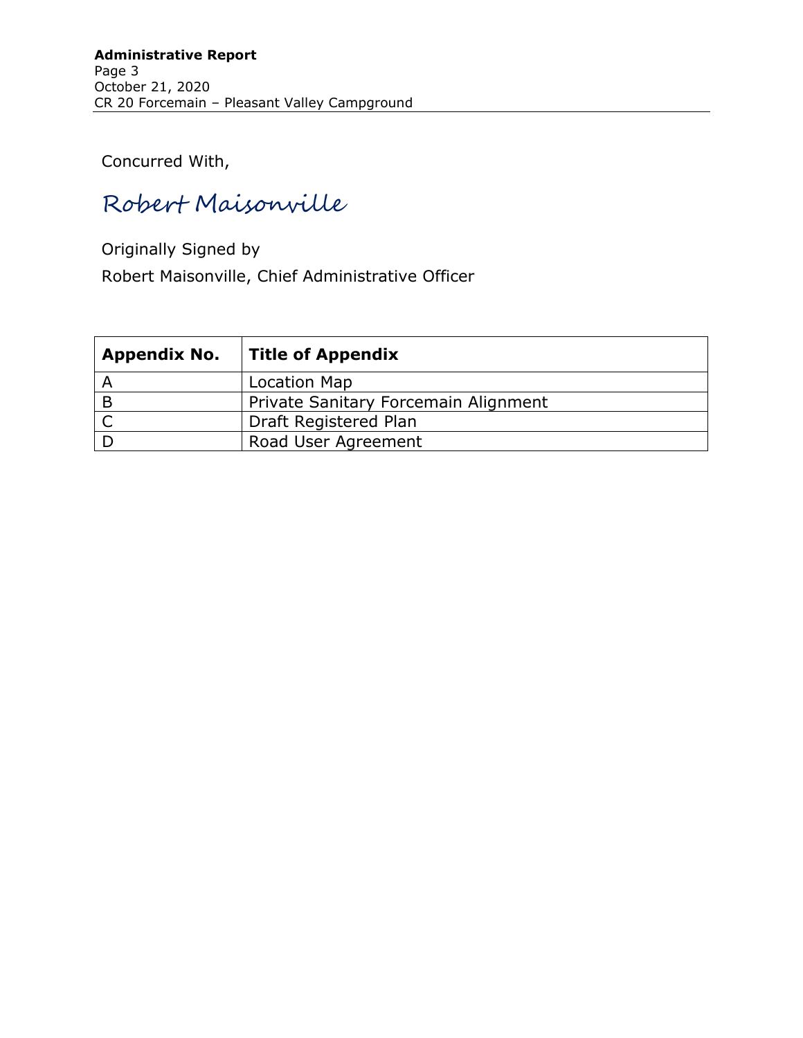Concurred With,

Robert Maisonville

Originally Signed by

Robert Maisonville, Chief Administrative Officer

| **Appendix No.** | **Title of Appendix** |
|---|---|
| A | Location Map |
| B | Private Sanitary Forcemain Alignment |
| C | Draft Registered Plan |
| D | Road User Agreement |